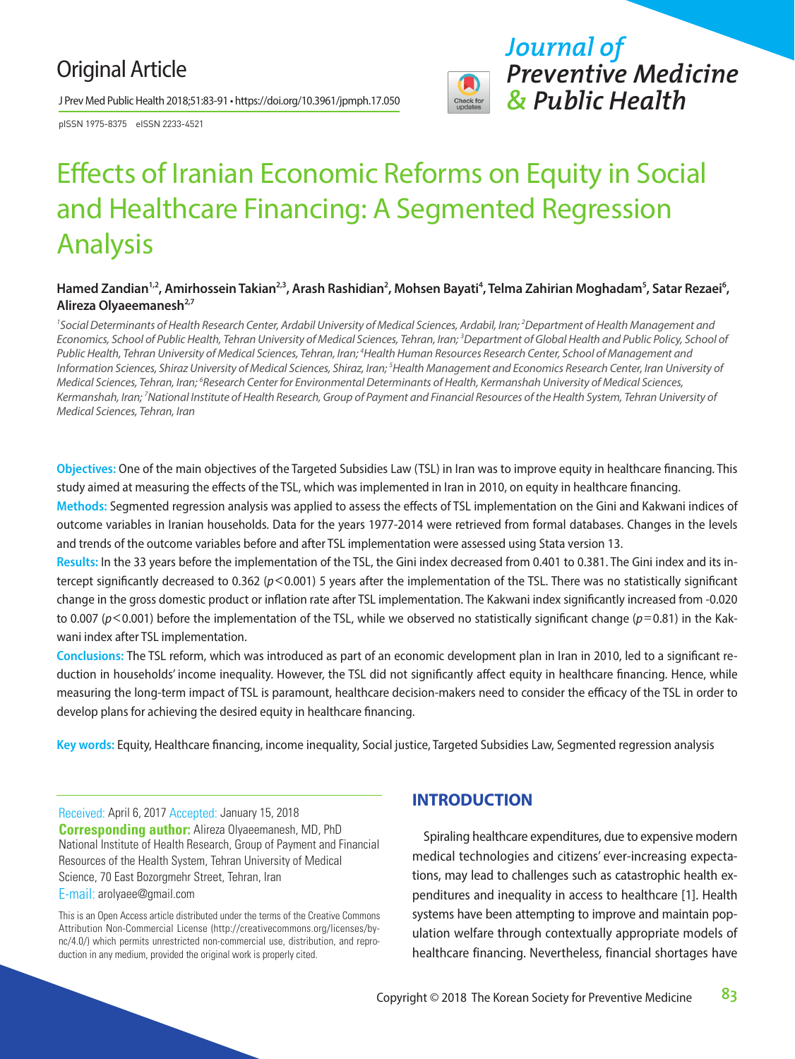Original Article

pISSN 1975-8375 eISSN 2233-4521

# Effects of Iranian Economic Reforms on Equity in Social and Healthcare Financing: A Segmented Regression Analysis

**Hamed Zandian[1,2], Amirhossein Takian[2,3], Arash Rashidian[2], Mohsen Bayati[4], Telma Zahirian Moghadam[5], Satar Rezaei[6], Alireza Olyaeemanesh[2,7]**

*[1]Social Determinants of Health Research Center, Ardabil University of Medical Sciences, Ardabil, Iran; [2]Department of Health Management and Economics, School of Public Health, Tehran University of Medical Sciences, Tehran, Iran; [3]Department of Global Health and Public Policy, School of Public Health, Tehran University of Medical Sciences, Tehran, Iran; [4]Health Human Resources Research Center, School of Management and Information Sciences, Shiraz University of Medical Sciences, Shiraz, Iran; [5]Health Management and Economics Research Center, Iran University of Medical Sciences, Tehran, Iran; [6]Research Center for Environmental Determinants of Health, Kermanshah University of Medical Sciences, Kermanshah, Iran; [7]National Institute of Health Research, Group of Payment and Financial Resources of the Health System, Tehran University of Medical Sciences, Tehran, Iran*

**Objectives:** One of the main objectives of the Targeted Subsidies Law (TSL) in Iran was to improve equity in healthcare financing. This study aimed at measuring the effects of the TSL, which was implemented in Iran in 2010, on equity in healthcare financing.

**Methods:** Segmented regression analysis was applied to assess the effects of TSL implementation on the Gini and Kakwani indices of outcome variables in Iranian households. Data for the years 1977-2014 were retrieved from formal databases. Changes in the levels and trends of the outcome variables before and after TSL implementation were assessed using Stata version 13.

**Results:** In the 33 years before the implementation of the TSL, the Gini index decreased from 0.401 to 0.381. The Gini index and its intercept significantly decreased to 0.362 ($p<0.001$) 5 years after the implementation of the TSL. There was no statistically significant change in the gross domestic product or inflation rate after TSL implementation. The Kakwani index significantly increased from -0.020 to 0.007 ($p<0.001$) before the implementation of the TSL, while we observed no statistically significant change ($p=0.81$) in the Kakwani index after TSL implementation.

**Conclusions:** The TSL reform, which was introduced as part of an economic development plan in Iran in 2010, led to a significant reduction in households' income inequality. However, the TSL did not significantly affect equity in healthcare financing. Hence, while measuring the long-term impact of TSL is paramount, healthcare decision-makers need to consider the efficacy of the TSL in order to develop plans for achieving the desired equity in healthcare financing.

**Key words:** Equity, Healthcare financing, income inequality, Social justice, Targeted Subsidies Law, Segmented regression analysis

Received: April 6, 2017 Accepted: January 15, 2018

**Corresponding author:** Alireza Olyaeemanesh, MD, PhD
National Institute of Health Research, Group of Payment and Financial Resources of the Health System, Tehran University of Medical Science, 70 East Bozorgmehr Street, Tehran, Iran
E-mail: arolyaee@gmail.com

This is an Open Access article distributed under the terms of the Creative Commons Attribution Non-Commercial License (http://creativecommons.org/licenses/by-nc/4.0/) which permits unrestricted non-commercial use, distribution, and reproduction in any medium, provided the original work is properly cited.

## INTRODUCTION

Spiraling healthcare expenditures, due to expensive modern medical technologies and citizens' ever-increasing expectations, may lead to challenges such as catastrophic health expenditures and inequality in access to healthcare [1]. Health systems have been attempting to improve and maintain population welfare through contextually appropriate models of healthcare financing. Nevertheless, financial shortages have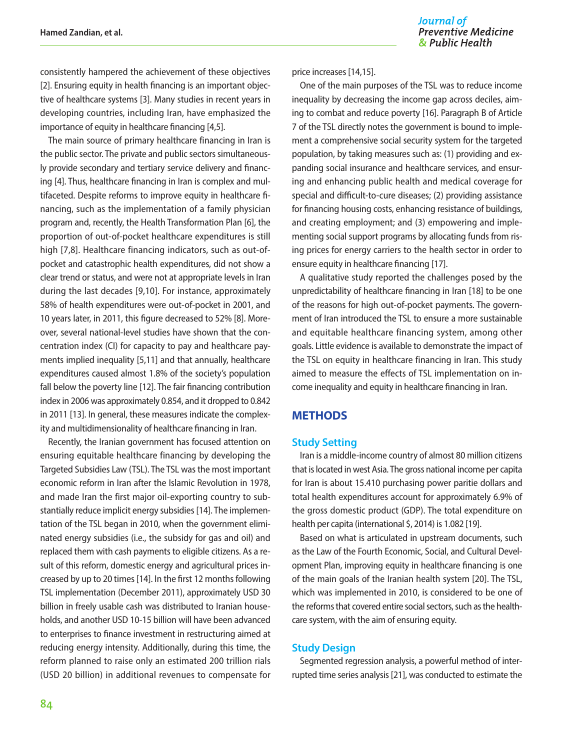consistently hampered the achievement of these objectives [2]. Ensuring equity in health financing is an important objective of healthcare systems [3]. Many studies in recent years in developing countries, including Iran, have emphasized the importance of equity in healthcare financing [4,5].

The main source of primary healthcare financing in Iran is the public sector. The private and public sectors simultaneously provide secondary and tertiary service delivery and financing [4]. Thus, healthcare financing in Iran is complex and multifaceted. Despite reforms to improve equity in healthcare financing, such as the implementation of a family physician program and, recently, the Health Transformation Plan [6], the proportion of out-of-pocket healthcare expenditures is still high [7,8]. Healthcare financing indicators, such as out-of-pocket and catastrophic health expenditures, did not show a clear trend or status, and were not at appropriate levels in Iran during the last decades [9,10]. For instance, approximately 58% of health expenditures were out-of-pocket in 2001, and 10 years later, in 2011, this figure decreased to 52% [8]. Moreover, several national-level studies have shown that the concentration index (CI) for capacity to pay and healthcare payments implied inequality [5,11] and that annually, healthcare expenditures caused almost 1.8% of the society's population fall below the poverty line [12]. The fair financing contribution index in 2006 was approximately 0.854, and it dropped to 0.842 in 2011 [13]. In general, these measures indicate the complexity and multidimensionality of healthcare financing in Iran.

Recently, the Iranian government has focused attention on ensuring equitable healthcare financing by developing the Targeted Subsidies Law (TSL). The TSL was the most important economic reform in Iran after the Islamic Revolution in 1978, and made Iran the first major oil-exporting country to substantially reduce implicit energy subsidies [14]. The implementation of the TSL began in 2010, when the government eliminated energy subsidies (i.e., the subsidy for gas and oil) and replaced them with cash payments to eligible citizens. As a result of this reform, domestic energy and agricultural prices increased by up to 20 times [14]. In the first 12 months following TSL implementation (December 2011), approximately USD 30 billion in freely usable cash was distributed to Iranian households, and another USD 10-15 billion will have been advanced to enterprises to finance investment in restructuring aimed at reducing energy intensity. Additionally, during this time, the reform planned to raise only an estimated 200 trillion rials (USD 20 billion) in additional revenues to compensate for price increases [14,15].

One of the main purposes of the TSL was to reduce income inequality by decreasing the income gap across deciles, aiming to combat and reduce poverty [16]. Paragraph B of Article 7 of the TSL directly notes the government is bound to implement a comprehensive social security system for the targeted population, by taking measures such as: (1) providing and expanding social insurance and healthcare services, and ensuring and enhancing public health and medical coverage for special and difficult-to-cure diseases; (2) providing assistance for financing housing costs, enhancing resistance of buildings, and creating employment; and (3) empowering and implementing social support programs by allocating funds from rising prices for energy carriers to the health sector in order to ensure equity in healthcare financing [17].

A qualitative study reported the challenges posed by the unpredictability of healthcare financing in Iran [18] to be one of the reasons for high out-of-pocket payments. The government of Iran introduced the TSL to ensure a more sustainable and equitable healthcare financing system, among other goals. Little evidence is available to demonstrate the impact of the TSL on equity in healthcare financing in Iran. This study aimed to measure the effects of TSL implementation on income inequality and equity in healthcare financing in Iran.

## METHODS

### Study Setting

Iran is a middle-income country of almost 80 million citizens that is located in west Asia. The gross national income per capita for Iran is about 15.410 purchasing power paritie dollars and total health expenditures account for approximately 6.9% of the gross domestic product (GDP). The total expenditure on health per capita (international $, 2014) is 1.082 [19].

Based on what is articulated in upstream documents, such as the Law of the Fourth Economic, Social, and Cultural Development Plan, improving equity in healthcare financing is one of the main goals of the Iranian health system [20]. The TSL, which was implemented in 2010, is considered to be one of the reforms that covered entire social sectors, such as the healthcare system, with the aim of ensuring equity.

### Study Design

Segmented regression analysis, a powerful method of interrupted time series analysis [21], was conducted to estimate the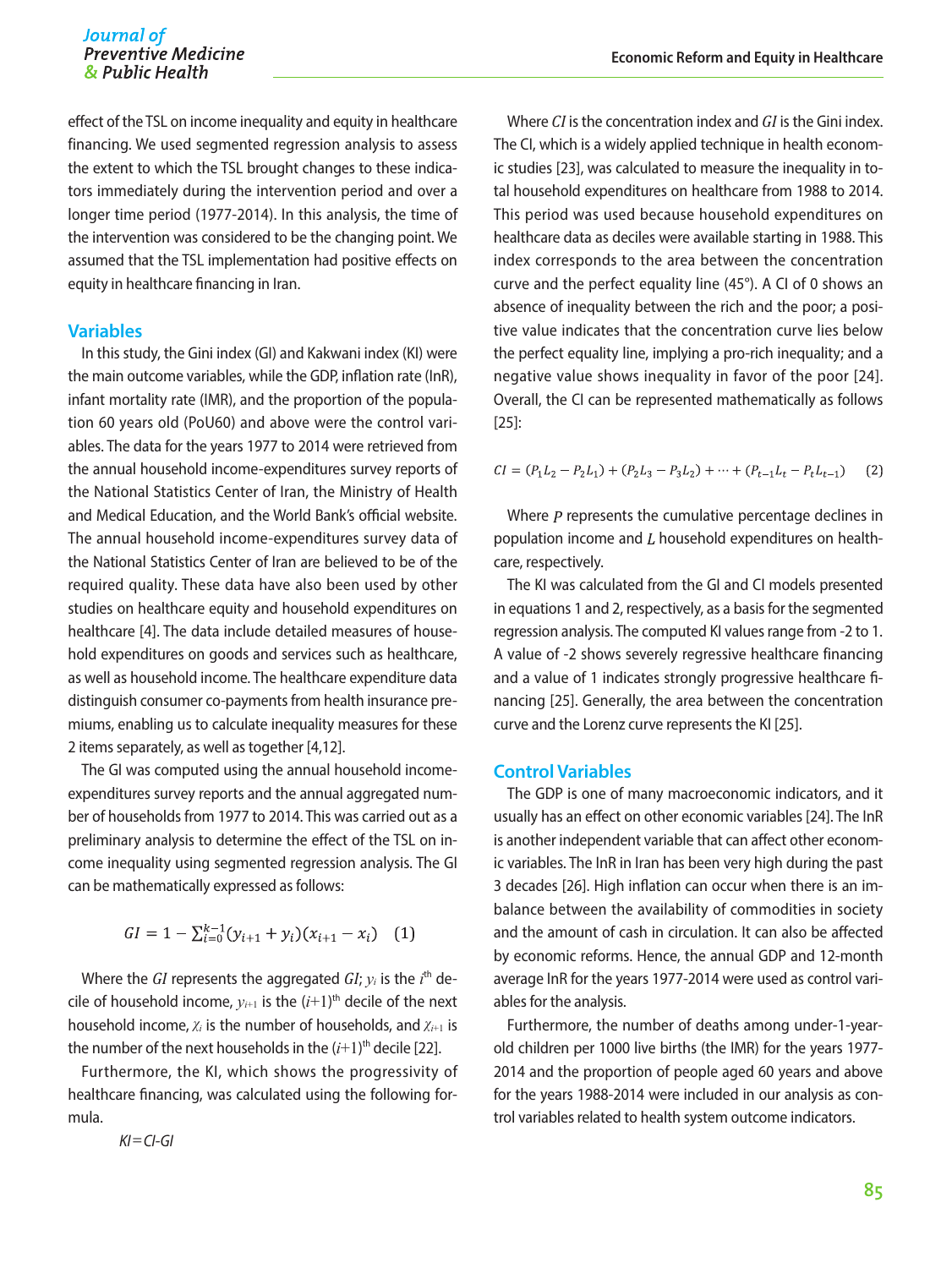effect of the TSL on income inequality and equity in healthcare financing. We used segmented regression analysis to assess the extent to which the TSL brought changes to these indicators immediately during the intervention period and over a longer time period (1977-2014). In this analysis, the time of the intervention was considered to be the changing point. We assumed that the TSL implementation had positive effects on equity in healthcare financing in Iran.

## Variables

In this study, the Gini index (GI) and Kakwani index (KI) were the main outcome variables, while the GDP, inflation rate (InR), infant mortality rate (IMR), and the proportion of the population 60 years old (PoU60) and above were the control variables. The data for the years 1977 to 2014 were retrieved from the annual household income-expenditures survey reports of the National Statistics Center of Iran, the Ministry of Health and Medical Education, and the World Bank's official website. The annual household income-expenditures survey data of the National Statistics Center of Iran are believed to be of the required quality. These data have also been used by other studies on healthcare equity and household expenditures on healthcare [4]. The data include detailed measures of household expenditures on goods and services such as healthcare, as well as household income. The healthcare expenditure data distinguish consumer co-payments from health insurance premiums, enabling us to calculate inequality measures for these 2 items separately, as well as together [4,12].

The GI was computed using the annual household income-expenditures survey reports and the annual aggregated number of households from 1977 to 2014. This was carried out as a preliminary analysis to determine the effect of the TSL on income inequality using segmented regression analysis. The GI can be mathematically expressed as follows:

$$GI = 1 - \sum_{i=0}^{k-1}(y_{i+1} + y_i)(x_{i+1} - x_i) \quad (1)$$

Where the $GI$ represents the aggregated $GI$; $y_i$ is the $i^{th}$ decile of household income, $y_{i+1}$ is the $(i+1)^{th}$ decile of the next household income, $\chi_i$ is the number of households, and $\chi_{i+1}$ is the number of the next households in the $(i+1)^{th}$ decile [22].

Furthermore, the KI, which shows the progressivity of healthcare financing, was calculated using the following formula.

$$KI = CI - GI$$

Where $CI$ is the concentration index and $GI$ is the Gini index. The CI, which is a widely applied technique in health economic studies [23], was calculated to measure the inequality in total household expenditures on healthcare from 1988 to 2014. This period was used because household expenditures on healthcare data as deciles were available starting in 1988. This index corresponds to the area between the concentration curve and the perfect equality line (45°). A CI of 0 shows an absence of inequality between the rich and the poor; a positive value indicates that the concentration curve lies below the perfect equality line, implying a pro-rich inequality; and a negative value shows inequality in favor of the poor [24]. Overall, the CI can be represented mathematically as follows [25]:

$$CI = (P_1L_2 - P_2L_1) + (P_2L_3 - P_3L_2) + \cdots + (P_{t-1}L_t - P_tL_{t-1}) \quad (2)$$

Where $P$ represents the cumulative percentage declines in population income and $L$ household expenditures on healthcare, respectively.

The KI was calculated from the GI and CI models presented in equations 1 and 2, respectively, as a basis for the segmented regression analysis. The computed KI values range from -2 to 1. A value of -2 shows severely regressive healthcare financing and a value of 1 indicates strongly progressive healthcare financing [25]. Generally, the area between the concentration curve and the Lorenz curve represents the KI [25].

## Control Variables

The GDP is one of many macroeconomic indicators, and it usually has an effect on other economic variables [24]. The InR is another independent variable that can affect other economic variables. The InR in Iran has been very high during the past 3 decades [26]. High inflation can occur when there is an imbalance between the availability of commodities in society and the amount of cash in circulation. It can also be affected by economic reforms. Hence, the annual GDP and 12-month average InR for the years 1977-2014 were used as control variables for the analysis.

Furthermore, the number of deaths among under-1-year-old children per 1000 live births (the IMR) for the years 1977-2014 and the proportion of people aged 60 years and above for the years 1988-2014 were included in our analysis as control variables related to health system outcome indicators.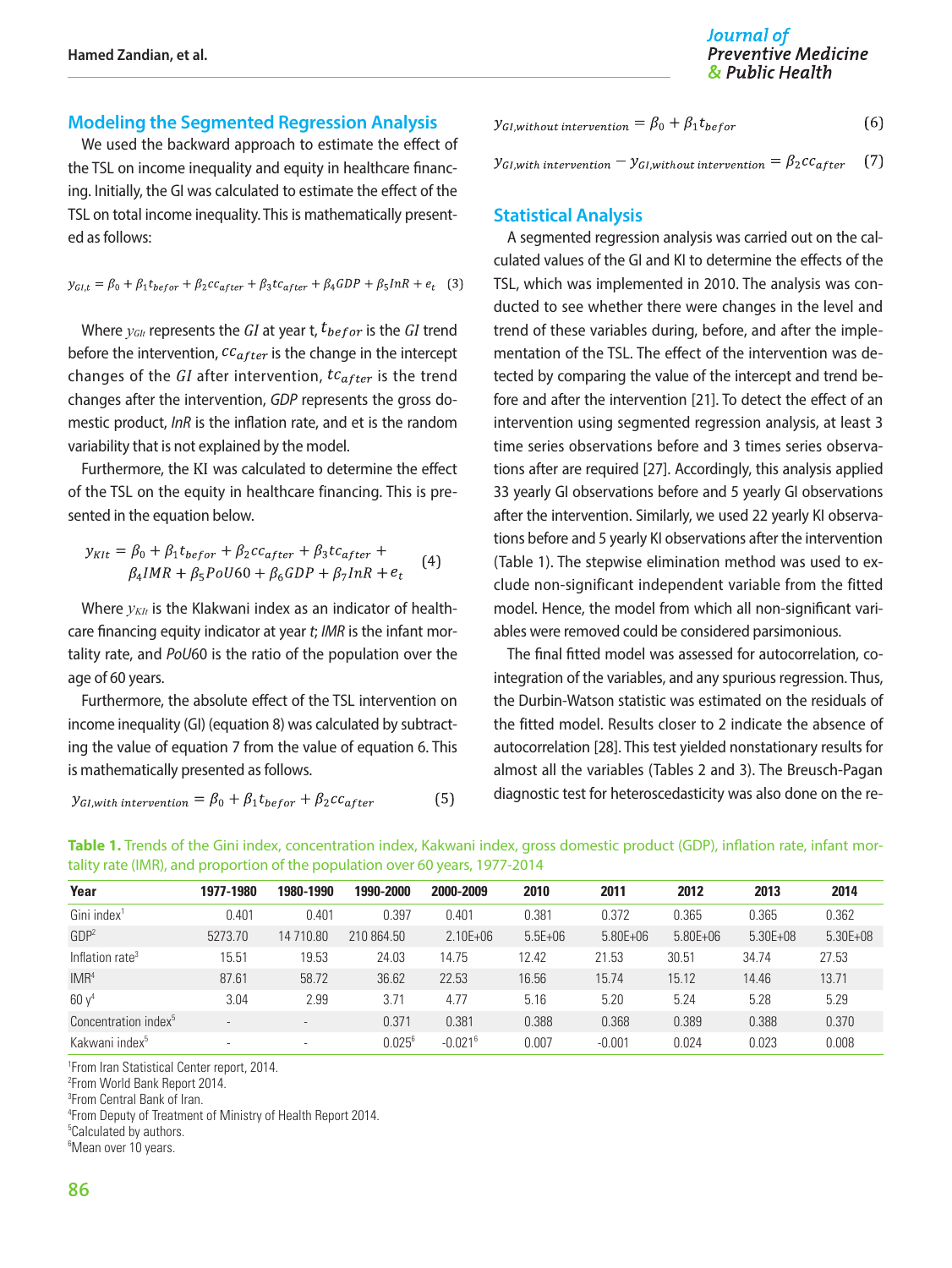## Modeling the Segmented Regression Analysis

We used the backward approach to estimate the effect of the TSL on income inequality and equity in healthcare financing. Initially, the GI was calculated to estimate the effect of the TSL on total income inequality. This is mathematically presented as follows:

$$y_{GI,t} = \beta_0 + \beta_1 t_{befor} + \beta_2 cc_{after} + \beta_3 tc_{after} + \beta_4 GDP + \beta_5 InR + e_t \quad (3)$$

Where $y_{GIt}$ represents the $GI$ at year t, $t_{befor}$ is the $GI$ trend before the intervention, $cc_{after}$ is the change in the intercept changes of the $GI$ after intervention, $tc_{after}$ is the trend changes after the intervention, *GDP* represents the gross domestic product, *InR* is the inflation rate, and et is the random variability that is not explained by the model.

Furthermore, the KI was calculated to determine the effect of the TSL on the equity in healthcare financing. This is presented in the equation below.

$$y_{KIt} = \beta_0 + \beta_1 t_{befor} + \beta_2 cc_{after} + \beta_3 tc_{after} + \beta_4 IMR + \beta_5 PoU60 + \beta_6 GDP + \beta_7 InR + e_t \quad (4)$$

Where $y_{KIt}$ is the Klakwani index as an indicator of healthcare financing equity indicator at year $t$; *IMR* is the infant mortality rate, and *PoU*60 is the ratio of the population over the age of 60 years.

Furthermore, the absolute effect of the TSL intervention on income inequality (GI) (equation 8) was calculated by subtracting the value of equation 7 from the value of equation 6. This is mathematically presented as follows.

$$y_{GI,with\ intervention} = \beta_0 + \beta_1 t_{befor} + \beta_2 cc_{after} \quad (5)$$

$$y_{GI,without\ intervention} = \beta_0 + \beta_1 t_{befor} \quad (6)$$

$$y_{GI,with\ intervention} - y_{GI,without\ intervention} = \beta_2 cc_{after} \quad (7)$$

## Statistical Analysis

A segmented regression analysis was carried out on the calculated values of the GI and KI to determine the effects of the TSL, which was implemented in 2010. The analysis was conducted to see whether there were changes in the level and trend of these variables during, before, and after the implementation of the TSL. The effect of the intervention was detected by comparing the value of the intercept and trend before and after the intervention [21]. To detect the effect of an intervention using segmented regression analysis, at least 3 time series observations before and 3 times series observations after are required [27]. Accordingly, this analysis applied 33 yearly GI observations before and 5 yearly GI observations after the intervention. Similarly, we used 22 yearly KI observations before and 5 yearly KI observations after the intervention (Table 1). The stepwise elimination method was used to exclude non-significant independent variable from the fitted model. Hence, the model from which all non-significant variables were removed could be considered parsimonious.

The final fitted model was assessed for autocorrelation, cointegration of the variables, and any spurious regression. Thus, the Durbin-Watson statistic was estimated on the residuals of the fitted model. Results closer to 2 indicate the absence of autocorrelation [28]. This test yielded nonstationary results for almost all the variables (Tables 2 and 3). The Breusch-Pagan diagnostic test for heteroscedasticity was also done on the re-

**Table 1.** Trends of the Gini index, concentration index, Kakwani index, gross domestic product (GDP), inflation rate, infant mortality rate (IMR), and proportion of the population over 60 years, 1977-2014

| Year | 1977-1980 | 1980-1990 | 1990-2000 | 2000-2009 | 2010 | 2011 | 2012 | 2013 | 2014 |
|---|---|---|---|---|---|---|---|---|---|
| Gini index[1] | 0.401 | 0.401 | 0.397 | 0.401 | 0.381 | 0.372 | 0.365 | 0.365 | 0.362 |
| GDP[2] | 5273.70 | 14 710.80 | 210 864.50 | 2.10E+06 | 5.5E+06 | 5.80E+06 | 5.80E+06 | 5.30E+08 | 5.30E+08 |
| Inflation rate[3] | 15.51 | 19.53 | 24.03 | 14.75 | 12.42 | 21.53 | 30.51 | 34.74 | 27.53 |
| IMR[4] | 87.61 | 58.72 | 36.62 | 22.53 | 16.56 | 15.74 | 15.12 | 14.46 | 13.71 |
| 60 y[4] | 3.04 | 2.99 | 3.71 | 4.77 | 5.16 | 5.20 | 5.24 | 5.28 | 5.29 |
| Concentration index[5] | - | - | 0.371 | 0.381 | 0.388 | 0.368 | 0.389 | 0.388 | 0.370 |
| Kakwani index[5] | - | - | 0.025[6] | -0.021[6] | 0.007 | -0.001 | 0.024 | 0.023 | 0.008 |

[1]From Iran Statistical Center report, 2014.
[2]From World Bank Report 2014.
[3]From Central Bank of Iran.
[4]From Deputy of Treatment of Ministry of Health Report 2014.
[5]Calculated by authors.
[6]Mean over 10 years.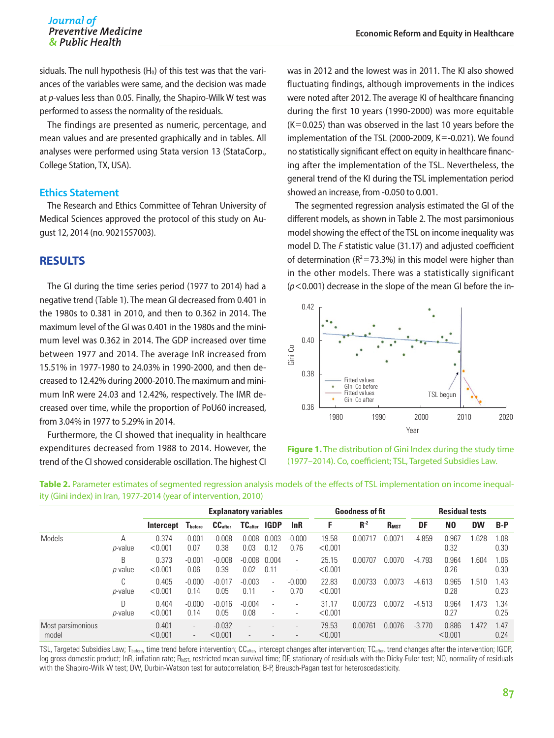siduals. The null hypothesis ($H_0$) of this test was that the variances of the variables were same, and the decision was made at *p*-values less than 0.05. Finally, the Shapiro-Wilk W test was performed to assess the normality of the residuals.

The findings are presented as numeric, percentage, and mean values and are presented graphically and in tables. All analyses were performed using Stata version 13 (StataCorp., College Station, TX, USA).

### Ethics Statement

The Research and Ethics Committee of Tehran University of Medical Sciences approved the protocol of this study on August 12, 2014 (no. 9021557003).

## RESULTS

The GI during the time series period (1977 to 2014) had a negative trend (Table 1). The mean GI decreased from 0.401 in the 1980s to 0.381 in 2010, and then to 0.362 in 2014. The maximum level of the GI was 0.401 in the 1980s and the minimum level was 0.362 in 2014. The GDP increased over time between 1977 and 2014. The average InR increased from 15.51% in 1977-1980 to 24.03% in 1990-2000, and then decreased to 12.42% during 2000-2010. The maximum and minimum InR were 24.03 and 12.42%, respectively. The IMR decreased over time, while the proportion of PoU60 increased, from 3.04% in 1977 to 5.29% in 2014.

Furthermore, the CI showed that inequality in healthcare expenditures decreased from 1988 to 2014. However, the trend of the CI showed considerable oscillation. The highest CI was in 2012 and the lowest was in 2011. The KI also showed fluctuating findings, although improvements in the indices were noted after 2012. The average KI of healthcare financing during the first 10 years (1990-2000) was more equitable (K=0.025) than was observed in the last 10 years before the implementation of the TSL (2000-2009, K=-0.021). We found no statistically significant effect on equity in healthcare financing after the implementation of the TSL. Nevertheless, the general trend of the KI during the TSL implementation period showed an increase, from -0.050 to 0.001.

The segmented regression analysis estimated the GI of the different models, as shown in Table 2. The most parsimonious model showing the effect of the TSL on income inequality was model D. The *F* statistic value (31.17) and adjusted coefficient of determination ($R^2$=73.3%) in this model were higher than in the other models. There was a statistically significant ($p$<0.001) decrease in the slope of the mean GI before the in-

**Figure 1.** The distribution of Gini Index during the study time (1977–2014). Co, coefficient; TSL, Targeted Subsidies Law.

**Table 2.** Parameter estimates of segmented regression analysis models of the effects of TSL implementation on income inequality (Gini index) in Iran, 1977-2014 (year of intervention, 2010)

| | | Explanatory variables | | | | | | Goodness of fit | | | Residual tests | | | |
|---|---|---|---|---|---|---|---|---|---|---|---|---|---|---|
| | | Intercept | $T_{before}$ | $CC_{after}$ | $TC_{after}$ | IGDP | InR | F | $R^{-2}$ | $R_{MST}$ | DF | NO | DW | B-P |
| Models | A | 0.374 | -0.001 | -0.008 | -0.008 | 0.003 | -0.000 | 19.58 | 0.00717 | 0.0071 | -4.859 | 0.967 | 1.628 | 1.08 |
| | *p*-value | <0.001 | 0.07 | 0.38 | 0.03 | 0.12 | 0.76 | <0.001 | | | | 0.32 | | 0.30 |
| | B | 0.373 | -0.001 | -0.008 | -0.008 | 0.004 | - | 25.15 | 0.00707 | 0.0070 | -4.793 | 0.964 | 1.604 | 1.06 |
| | *p*-value | <0.001 | 0.06 | 0.39 | 0.02 | 0.11 | - | <0.001 | | | | 0.26 | | 0.30 |
| | C | 0.405 | -0.000 | -0.017 | -0.003 | - | -0.000 | 22.83 | 0.00733 | 0.0073 | -4.613 | 0.965 | 1.510 | 1.43 |
| | *p*-value | <0.001 | 0.14 | 0.05 | 0.11 | - | 0.70 | <0.001 | | | | 0.28 | | 0.23 |
| | D | 0.404 | -0.000 | -0.016 | -0.004 | - | - | 31.17 | 0.00723 | 0.0072 | -4.513 | 0.964 | 1.473 | 1.34 |
| | *p*-value | <0.001 | 0.14 | 0.05 | 0.08 | - | - | <0.001 | | | | 0.27 | | 0.25 |
| Most parsimonious model | | 0.401 | - | -0.032 | - | - | - | 79.53 | 0.00761 | 0.0076 | -3.770 | 0.886 | 1.472 | 1.47 |
| | | <0.001 | - | <0.001 | - | - | - | <0.001 | | | | <0.001 | | 0.24 |

TSL, Targeted Subsidies Law; $T_{before}$, time trend before intervention; $CC_{after}$, intercept changes after intervention; $TC_{after}$, trend changes after the intervention; IGDP, log gross domestic product; InR, inflation rate; $R_{MST}$, restricted mean survival time; DF, stationary of residuals with the Dicky-Fuler test; NO, normality of residuals with the Shapiro-Wilk W test; DW, Durbin-Watson test for autocorrelation; B-P, Breusch-Pagan test for heteroscedasticity.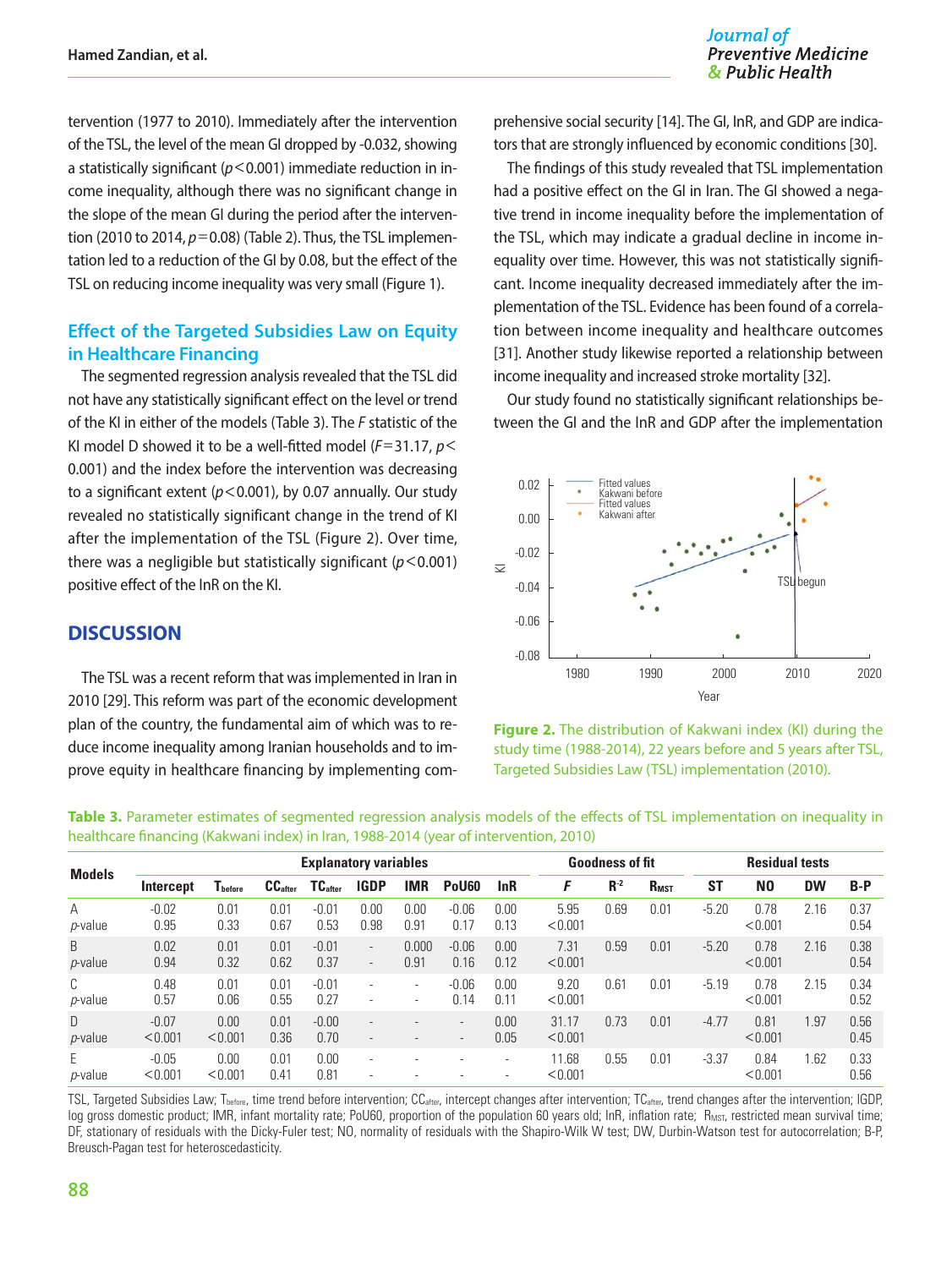tervention (1977 to 2010). Immediately after the intervention of the TSL, the level of the mean GI dropped by -0.032, showing a statistically significant ($p<0.001$) immediate reduction in income inequality, although there was no significant change in the slope of the mean GI during the period after the intervention (2010 to 2014, $p=0.08$) (Table 2). Thus, the TSL implementation led to a reduction of the GI by 0.08, but the effect of the TSL on reducing income inequality was very small (Figure 1).

### Effect of the Targeted Subsidies Law on Equity in Healthcare Financing

The segmented regression analysis revealed that the TSL did not have any statistically significant effect on the level or trend of the KI in either of the models (Table 3). The *F* statistic of the KI model D showed it to be a well-fitted model ($F=31.17$, $p<0.001$) and the index before the intervention was decreasing to a significant extent ($p<0.001$), by 0.07 annually. Our study revealed no statistically significant change in the trend of KI after the implementation of the TSL (Figure 2). Over time, there was a negligible but statistically significant ($p<0.001$) positive effect of the InR on the KI.

## DISCUSSION

The TSL was a recent reform that was implemented in Iran in 2010 [29]. This reform was part of the economic development plan of the country, the fundamental aim of which was to reduce income inequality among Iranian households and to improve equity in healthcare financing by implementing comprehensive social security [14]. The GI, InR, and GDP are indicators that are strongly influenced by economic conditions [30].

The findings of this study revealed that TSL implementation had a positive effect on the GI in Iran. The GI showed a negative trend in income inequality before the implementation of the TSL, which may indicate a gradual decline in income inequality over time. However, this was not statistically significant. Income inequality decreased immediately after the implementation of the TSL. Evidence has been found of a correlation between income inequality and healthcare outcomes [31]. Another study likewise reported a relationship between income inequality and increased stroke mortality [32].

Our study found no statistically significant relationships between the GI and the InR and GDP after the implementation

**Figure 2.** The distribution of Kakwani index (KI) during the study time (1988-2014), 22 years before and 5 years after TSL, Targeted Subsidies Law (TSL) implementation (2010).

**Table 3.** Parameter estimates of segmented regression analysis models of the effects of TSL implementation on inequality in healthcare financing (Kakwani index) in Iran, 1988-2014 (year of intervention, 2010)

| Models | Explanatory variables | | | | | | | | Goodness of fit | | | Residual tests | | | |
|---|---|---|---|---|---|---|---|---|---|---|---|---|---|---|---|
| | Intercept | $T_{before}$ | $CC_{after}$ | $TC_{after}$ | IGDP | IMR | PoU60 | InR | *F* | $R^2$ | $R_{MST}$ | ST | NO | DW | B-P |
| A | -0.02 | 0.01 | 0.01 | -0.01 | 0.00 | 0.00 | -0.06 | 0.00 | 5.95 | 0.69 | 0.01 | -5.20 | 0.78 | 2.16 | 0.37 |
| *p*-value | 0.95 | 0.33 | 0.67 | 0.53 | 0.98 | 0.91 | 0.17 | 0.13 | <0.001 | | | | <0.001 | | 0.54 |
| B | 0.02 | 0.01 | 0.01 | -0.01 | - | 0.000 | -0.06 | 0.00 | 7.31 | 0.59 | 0.01 | -5.20 | 0.78 | 2.16 | 0.38 |
| *p*-value | 0.94 | 0.32 | 0.62 | 0.37 | - | 0.91 | 0.16 | 0.12 | <0.001 | | | | <0.001 | | 0.54 |
| C | 0.48 | 0.01 | 0.01 | -0.01 | - | - | -0.06 | 0.00 | 9.20 | 0.61 | 0.01 | -5.19 | 0.78 | 2.15 | 0.34 |
| *p*-value | 0.57 | 0.06 | 0.55 | 0.27 | - | - | 0.14 | 0.11 | <0.001 | | | | <0.001 | | 0.52 |
| D | -0.07 | 0.00 | 0.01 | -0.00 | - | - | - | 0.00 | 31.17 | 0.73 | 0.01 | -4.77 | 0.81 | 1.97 | 0.56 |
| *p*-value | <0.001 | <0.001 | 0.36 | 0.70 | - | - | - | 0.05 | <0.001 | | | | <0.001 | | 0.45 |
| E | -0.05 | 0.00 | 0.01 | 0.00 | - | - | - | - | 11.68 | 0.55 | 0.01 | -3.37 | 0.84 | 1.62 | 0.33 |
| *p*-value | <0.001 | <0.001 | 0.41 | 0.81 | - | - | - | - | <0.001 | | | | <0.001 | | 0.56 |

TSL, Targeted Subsidies Law; $T_{before}$, time trend before intervention; $CC_{after}$, intercept changes after intervention; $TC_{after}$, trend changes after the intervention; IGDP, log gross domestic product; IMR, infant mortality rate; PoU60, proportion of the population 60 years old; InR, inflation rate; $R_{MST}$, restricted mean survival time; DF, stationary of residuals with the Dicky-Fuler test; NO, normality of residuals with the Shapiro-Wilk W test; DW, Durbin-Watson test for autocorrelation; B-P, Breusch-Pagan test for heteroscedasticity.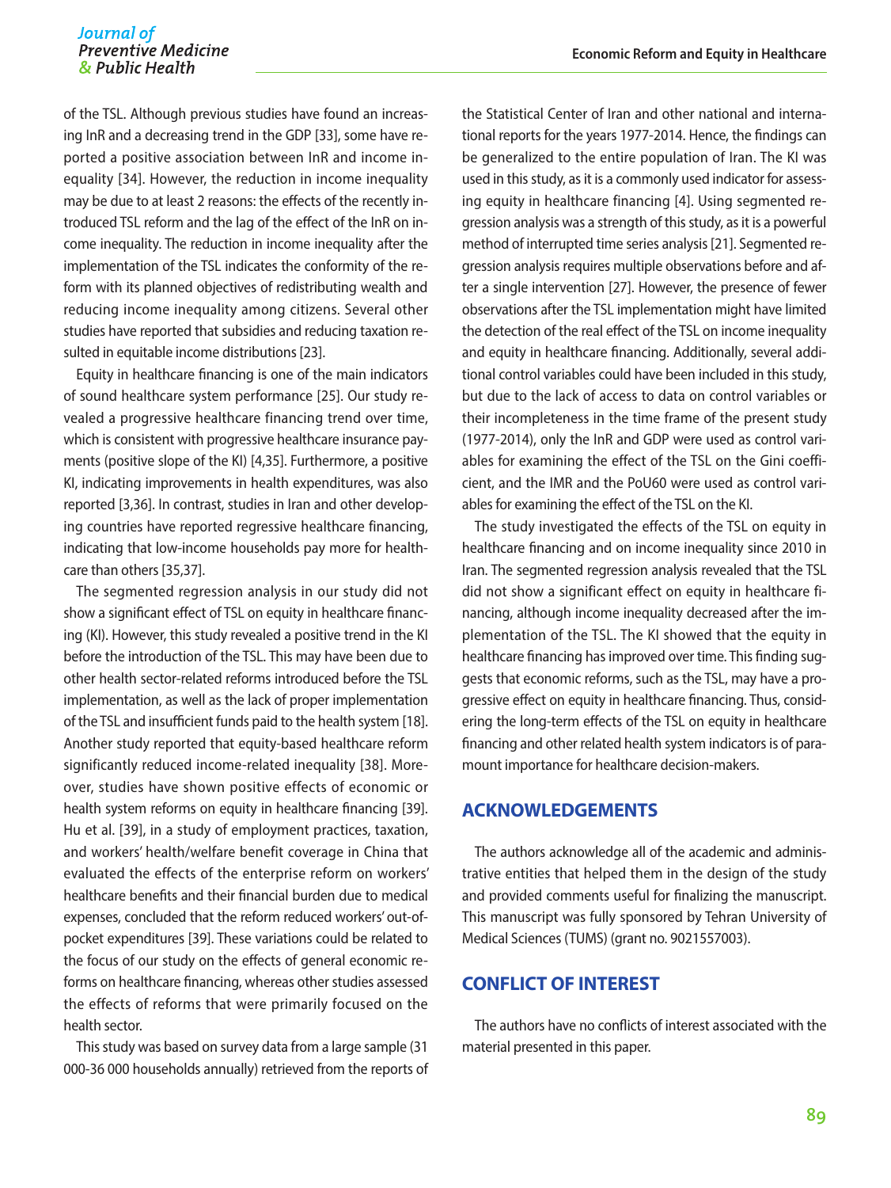of the TSL. Although previous studies have found an increasing InR and a decreasing trend in the GDP [33], some have reported a positive association between InR and income inequality [34]. However, the reduction in income inequality may be due to at least 2 reasons: the effects of the recently introduced TSL reform and the lag of the effect of the InR on income inequality. The reduction in income inequality after the implementation of the TSL indicates the conformity of the reform with its planned objectives of redistributing wealth and reducing income inequality among citizens. Several other studies have reported that subsidies and reducing taxation resulted in equitable income distributions [23].

Equity in healthcare financing is one of the main indicators of sound healthcare system performance [25]. Our study revealed a progressive healthcare financing trend over time, which is consistent with progressive healthcare insurance payments (positive slope of the KI) [4,35]. Furthermore, a positive KI, indicating improvements in health expenditures, was also reported [3,36]. In contrast, studies in Iran and other developing countries have reported regressive healthcare financing, indicating that low-income households pay more for healthcare than others [35,37].

The segmented regression analysis in our study did not show a significant effect of TSL on equity in healthcare financing (KI). However, this study revealed a positive trend in the KI before the introduction of the TSL. This may have been due to other health sector-related reforms introduced before the TSL implementation, as well as the lack of proper implementation of the TSL and insufficient funds paid to the health system [18]. Another study reported that equity-based healthcare reform significantly reduced income-related inequality [38]. Moreover, studies have shown positive effects of economic or health system reforms on equity in healthcare financing [39]. Hu et al. [39], in a study of employment practices, taxation, and workers' health/welfare benefit coverage in China that evaluated the effects of the enterprise reform on workers' healthcare benefits and their financial burden due to medical expenses, concluded that the reform reduced workers' out-of-pocket expenditures [39]. These variations could be related to the focus of our study on the effects of general economic reforms on healthcare financing, whereas other studies assessed the effects of reforms that were primarily focused on the health sector.

This study was based on survey data from a large sample (31 000-36 000 households annually) retrieved from the reports of the Statistical Center of Iran and other national and international reports for the years 1977-2014. Hence, the findings can be generalized to the entire population of Iran. The KI was used in this study, as it is a commonly used indicator for assessing equity in healthcare financing [4]. Using segmented regression analysis was a strength of this study, as it is a powerful method of interrupted time series analysis [21]. Segmented regression analysis requires multiple observations before and after a single intervention [27]. However, the presence of fewer observations after the TSL implementation might have limited the detection of the real effect of the TSL on income inequality and equity in healthcare financing. Additionally, several additional control variables could have been included in this study, but due to the lack of access to data on control variables or their incompleteness in the time frame of the present study (1977-2014), only the InR and GDP were used as control variables for examining the effect of the TSL on the Gini coefficient, and the IMR and the PoU60 were used as control variables for examining the effect of the TSL on the KI.

The study investigated the effects of the TSL on equity in healthcare financing and on income inequality since 2010 in Iran. The segmented regression analysis revealed that the TSL did not show a significant effect on equity in healthcare financing, although income inequality decreased after the implementation of the TSL. The KI showed that the equity in healthcare financing has improved over time. This finding suggests that economic reforms, such as the TSL, may have a progressive effect on equity in healthcare financing. Thus, considering the long-term effects of the TSL on equity in healthcare financing and other related health system indicators is of paramount importance for healthcare decision-makers.

## ACKNOWLEDGEMENTS

The authors acknowledge all of the academic and administrative entities that helped them in the design of the study and provided comments useful for finalizing the manuscript. This manuscript was fully sponsored by Tehran University of Medical Sciences (TUMS) (grant no. 9021557003).

## CONFLICT OF INTEREST

The authors have no conflicts of interest associated with the material presented in this paper.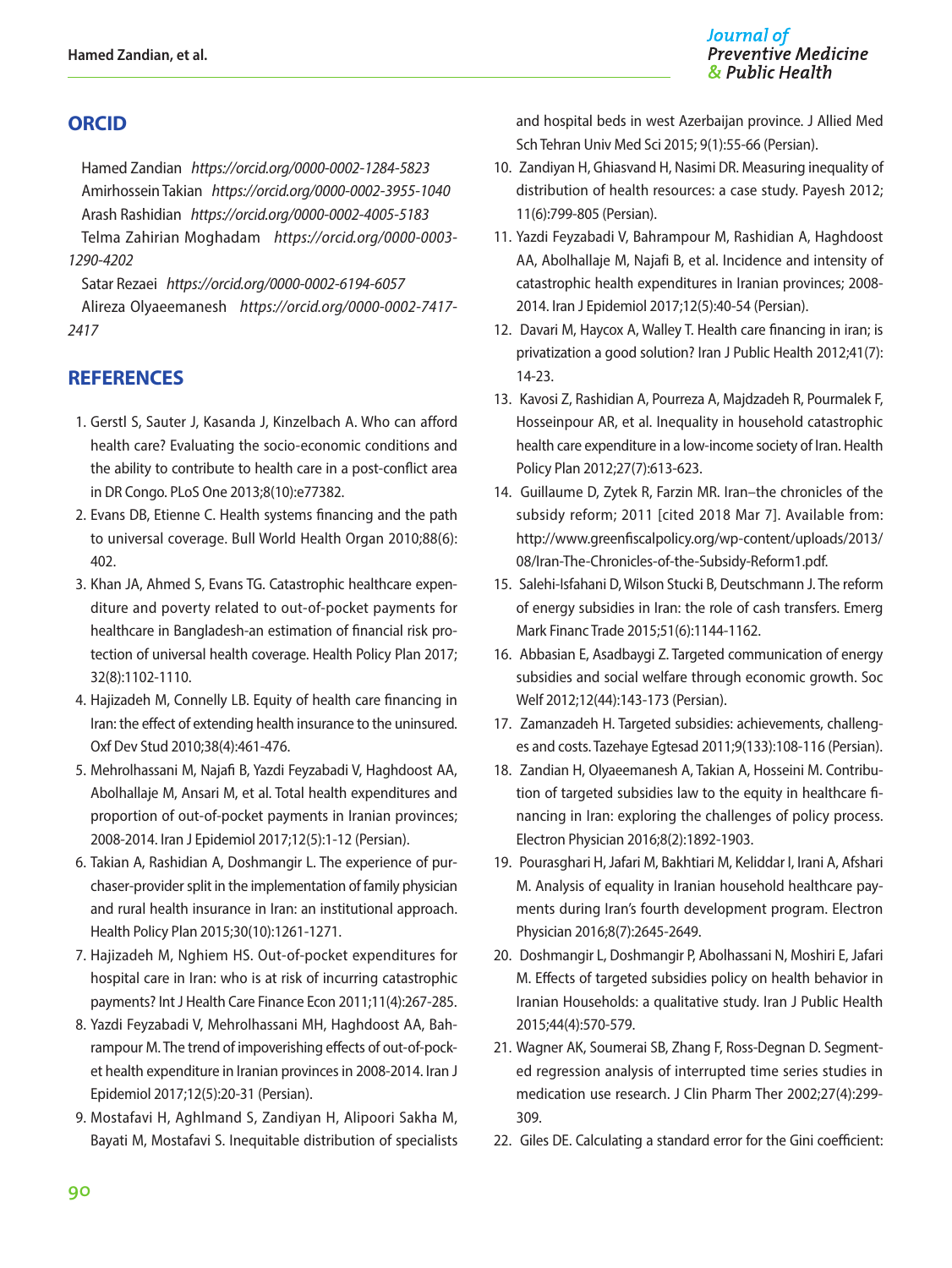## ORCID

Hamed Zandian *https://orcid.org/0000-0002-1284-5823*
Amirhossein Takian *https://orcid.org/0000-0002-3955-1040*
Arash Rashidian *https://orcid.org/0000-0002-4005-5183*
Telma Zahirian Moghadam *https://orcid.org/0000-0003-1290-4202*
Satar Rezaei *https://orcid.org/0000-0002-6194-6057*
Alireza Olyaeemanesh *https://orcid.org/0000-0002-7417-2417*

## REFERENCES

1. Gerstl S, Sauter J, Kasanda J, Kinzelbach A. Who can afford health care? Evaluating the socio-economic conditions and the ability to contribute to health care in a post-conflict area in DR Congo. PLoS One 2013;8(10):e77382.
2. Evans DB, Etienne C. Health systems financing and the path to universal coverage. Bull World Health Organ 2010;88(6): 402.
3. Khan JA, Ahmed S, Evans TG. Catastrophic healthcare expenditure and poverty related to out-of-pocket payments for healthcare in Bangladesh-an estimation of financial risk protection of universal health coverage. Health Policy Plan 2017; 32(8):1102-1110.
4. Hajizadeh M, Connelly LB. Equity of health care financing in Iran: the effect of extending health insurance to the uninsured. Oxf Dev Stud 2010;38(4):461-476.
5. Mehrolhassani M, Najafi B, Yazdi Feyzabadi V, Haghdoost AA, Abolhallaje M, Ansari M, et al. Total health expenditures and proportion of out-of-pocket payments in Iranian provinces; 2008-2014. Iran J Epidemiol 2017;12(5):1-12 (Persian).
6. Takian A, Rashidian A, Doshmangir L. The experience of purchaser-provider split in the implementation of family physician and rural health insurance in Iran: an institutional approach. Health Policy Plan 2015;30(10):1261-1271.
7. Hajizadeh M, Nghiem HS. Out-of-pocket expenditures for hospital care in Iran: who is at risk of incurring catastrophic payments? Int J Health Care Finance Econ 2011;11(4):267-285.
8. Yazdi Feyzabadi V, Mehrolhassani MH, Haghdoost AA, Bahrampour M. The trend of impoverishing effects of out-of-pocket health expenditure in Iranian provinces in 2008-2014. Iran J Epidemiol 2017;12(5):20-31 (Persian).
9. Mostafavi H, Aghlmand S, Zandiyan H, Alipoori Sakha M, Bayati M, Mostafavi S. Inequitable distribution of specialists and hospital beds in west Azerbaijan province. J Allied Med Sch Tehran Univ Med Sci 2015; 9(1):55-66 (Persian).
10. Zandiyan H, Ghiasvand H, Nasimi DR. Measuring inequality of distribution of health resources: a case study. Payesh 2012; 11(6):799-805 (Persian).
11. Yazdi Feyzabadi V, Bahrampour M, Rashidian A, Haghdoost AA, Abolhallaje M, Najafi B, et al. Incidence and intensity of catastrophic health expenditures in Iranian provinces; 2008-2014. Iran J Epidemiol 2017;12(5):40-54 (Persian).
12. Davari M, Haycox A, Walley T. Health care financing in iran; is privatization a good solution? Iran J Public Health 2012;41(7): 14-23.
13. Kavosi Z, Rashidian A, Pourreza A, Majdzadeh R, Pourmalek F, Hosseinpour AR, et al. Inequality in household catastrophic health care expenditure in a low-income society of Iran. Health Policy Plan 2012;27(7):613-623.
14. Guillaume D, Zytek R, Farzin MR. Iran–the chronicles of the subsidy reform; 2011 [cited 2018 Mar 7]. Available from: http://www.greenfiscalpolicy.org/wp-content/uploads/2013/08/Iran-The-Chronicles-of-the-Subsidy-Reform1.pdf.
15. Salehi-Isfahani D, Wilson Stucki B, Deutschmann J. The reform of energy subsidies in Iran: the role of cash transfers. Emerg Mark Financ Trade 2015;51(6):1144-1162.
16. Abbasian E, Asadbaygi Z. Targeted communication of energy subsidies and social welfare through economic growth. Soc Welf 2012;12(44):143-173 (Persian).
17. Zamanzadeh H. Targeted subsidies: achievements, challenges and costs. Tazehaye Egtesad 2011;9(133):108-116 (Persian).
18. Zandian H, Olyaeemanesh A, Takian A, Hosseini M. Contribution of targeted subsidies law to the equity in healthcare financing in Iran: exploring the challenges of policy process. Electron Physician 2016;8(2):1892-1903.
19. Pourasghari H, Jafari M, Bakhtiari M, Keliddar I, Irani A, Afshari M. Analysis of equality in Iranian household healthcare payments during Iran's fourth development program. Electron Physician 2016;8(7):2645-2649.
20. Doshmangir L, Doshmangir P, Abolhassani N, Moshiri E, Jafari M. Effects of targeted subsidies policy on health behavior in Iranian Households: a qualitative study. Iran J Public Health 2015;44(4):570-579.
21. Wagner AK, Soumerai SB, Zhang F, Ross-Degnan D. Segmented regression analysis of interrupted time series studies in medication use research. J Clin Pharm Ther 2002;27(4):299-309.
22. Giles DE. Calculating a standard error for the Gini coefficient: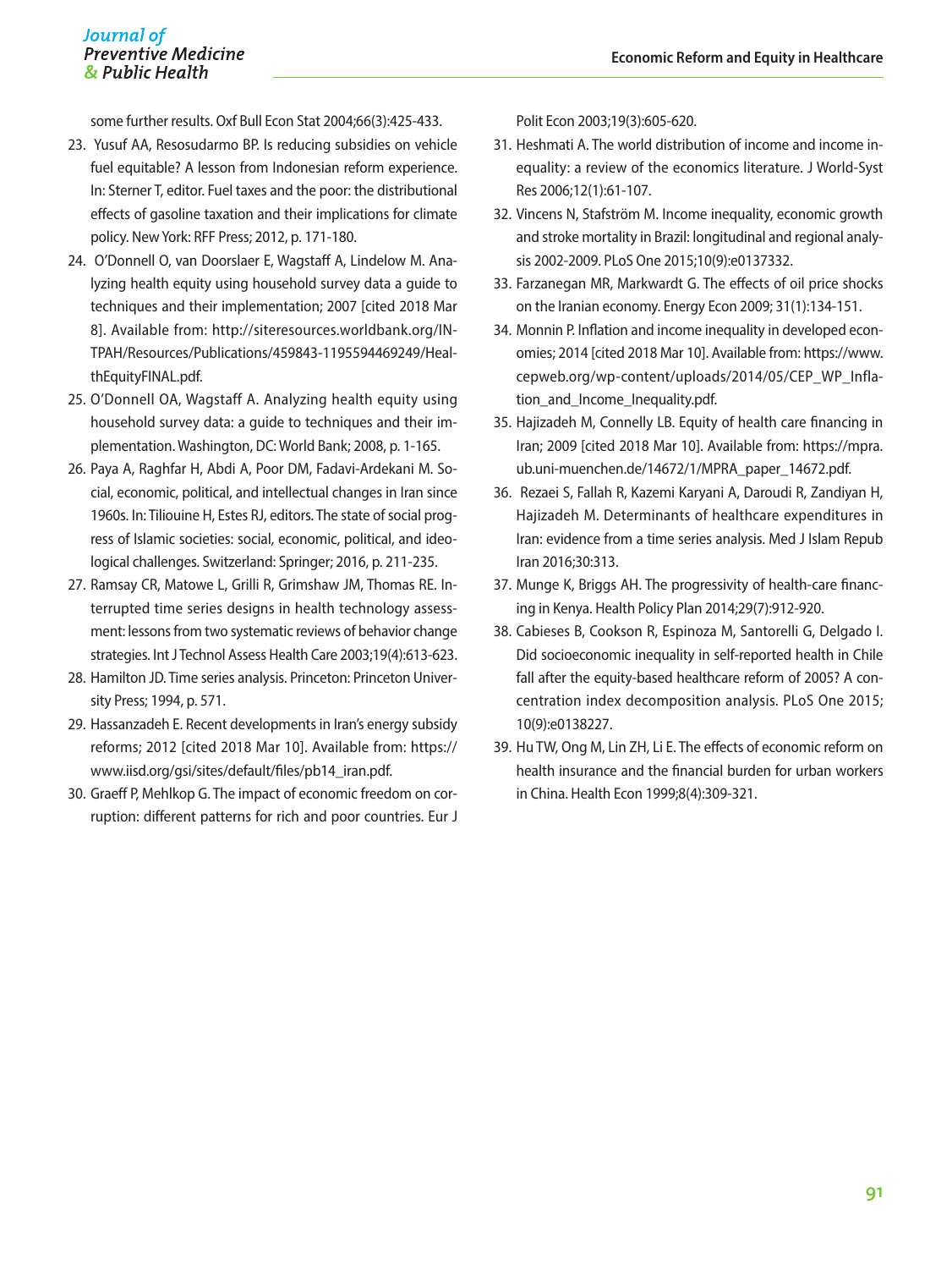some further results. Oxf Bull Econ Stat 2004;66(3):425-433.

23. Yusuf AA, Resosudarmo BP. Is reducing subsidies on vehicle fuel equitable? A lesson from Indonesian reform experience. In: Sterner T, editor. Fuel taxes and the poor: the distributional effects of gasoline taxation and their implications for climate policy. New York: RFF Press; 2012, p. 171-180.
24. O'Donnell O, van Doorslaer E, Wagstaff A, Lindelow M. Analyzing health equity using household survey data a guide to techniques and their implementation; 2007 [cited 2018 Mar 8]. Available from: http://siteresources.worldbank.org/INTPAH/Resources/Publications/459843-1195594469249/HealthEquityFINAL.pdf.
25. O'Donnell OA, Wagstaff A. Analyzing health equity using household survey data: a guide to techniques and their implementation. Washington, DC: World Bank; 2008, p. 1-165.
26. Paya A, Raghfar H, Abdi A, Poor DM, Fadavi-Ardekani M. Social, economic, political, and intellectual changes in Iran since 1960s. In: Tiliouine H, Estes RJ, editors. The state of social progress of Islamic societies: social, economic, political, and ideological challenges. Switzerland: Springer; 2016, p. 211-235.
27. Ramsay CR, Matowe L, Grilli R, Grimshaw JM, Thomas RE. Interrupted time series designs in health technology assessment: lessons from two systematic reviews of behavior change strategies. Int J Technol Assess Health Care 2003;19(4):613-623.
28. Hamilton JD. Time series analysis. Princeton: Princeton University Press; 1994, p. 571.
29. Hassanzadeh E. Recent developments in Iran's energy subsidy reforms; 2012 [cited 2018 Mar 10]. Available from: https://www.iisd.org/gsi/sites/default/files/pb14_iran.pdf.
30. Graeff P, Mehlkop G. The impact of economic freedom on corruption: different patterns for rich and poor countries. Eur J Polit Econ 2003;19(3):605-620.
31. Heshmati A. The world distribution of income and income inequality: a review of the economics literature. J World-Syst Res 2006;12(1):61-107.
32. Vincens N, Stafström M. Income inequality, economic growth and stroke mortality in Brazil: longitudinal and regional analysis 2002-2009. PLoS One 2015;10(9):e0137332.
33. Farzanegan MR, Markwardt G. The effects of oil price shocks on the Iranian economy. Energy Econ 2009; 31(1):134-151.
34. Monnin P. Inflation and income inequality in developed economies; 2014 [cited 2018 Mar 10]. Available from: https://www.cepweb.org/wp-content/uploads/2014/05/CEP_WP_Inflation_and_Income_Inequality.pdf.
35. Hajizadeh M, Connelly LB. Equity of health care financing in Iran; 2009 [cited 2018 Mar 10]. Available from: https://mpra.ub.uni-muenchen.de/14672/1/MPRA_paper_14672.pdf.
36. Rezaei S, Fallah R, Kazemi Karyani A, Daroudi R, Zandiyan H, Hajizadeh M. Determinants of healthcare expenditures in Iran: evidence from a time series analysis. Med J Islam Repub Iran 2016;30:313.
37. Munge K, Briggs AH. The progressivity of health-care financing in Kenya. Health Policy Plan 2014;29(7):912-920.
38. Cabieses B, Cookson R, Espinoza M, Santorelli G, Delgado I. Did socioeconomic inequality in self-reported health in Chile fall after the equity-based healthcare reform of 2005? A concentration index decomposition analysis. PLoS One 2015; 10(9):e0138227.
39. Hu TW, Ong M, Lin ZH, Li E. The effects of economic reform on health insurance and the financial burden for urban workers in China. Health Econ 1999;8(4):309-321.